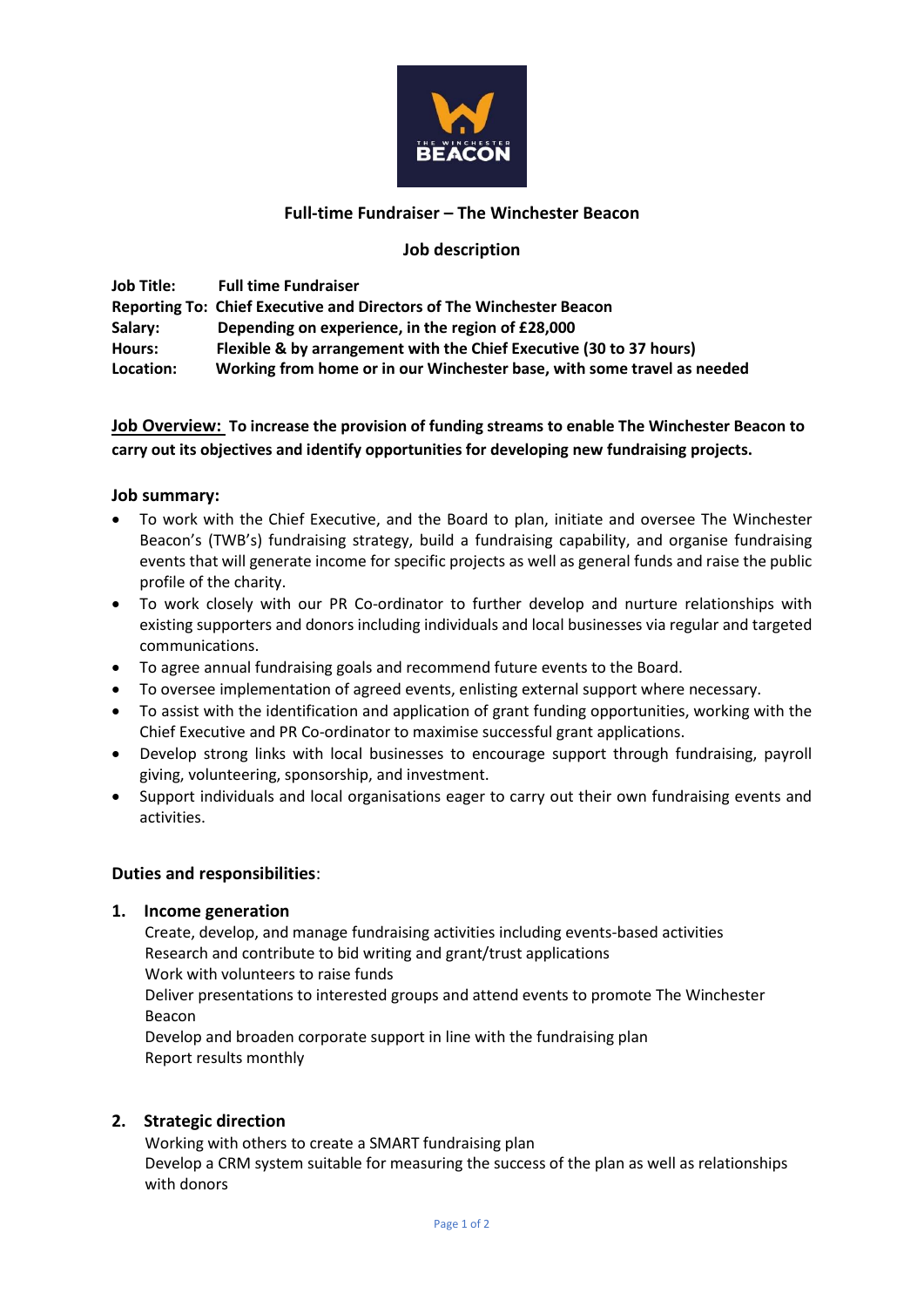## Full-time Fundraiser – The Winchester Beacon

### Job description

**Job Title:** **Full time Fundraiser**
**Reporting To:** **Chief Executive and Directors of The Winchester Beacon**
**Salary:** **Depending on experience, in the region of £28,000**
**Hours:** **Flexible & by arrangement with the Chief Executive (30 to 37 hours)**
**Location:** **Working from home or in our Winchester base, with some travel as needed**

**Job Overview:** **To increase the provision of funding streams to enable The Winchester Beacon to carry out its objectives and identify opportunities for developing new fundraising projects.**

### Job summary:

- To work with the Chief Executive, and the Board to plan, initiate and oversee The Winchester Beacon's (TWB's) fundraising strategy, build a fundraising capability, and organise fundraising events that will generate income for specific projects as well as general funds and raise the public profile of the charity.
- To work closely with our PR Co-ordinator to further develop and nurture relationships with existing supporters and donors including individuals and local businesses via regular and targeted communications.
- To agree annual fundraising goals and recommend future events to the Board.
- To oversee implementation of agreed events, enlisting external support where necessary.
- To assist with the identification and application of grant funding opportunities, working with the Chief Executive and PR Co-ordinator to maximise successful grant applications.
- Develop strong links with local businesses to encourage support through fundraising, payroll giving, volunteering, sponsorship, and investment.
- Support individuals and local organisations eager to carry out their own fundraising events and activities.

### Duties and responsibilities:

#### 1. Income generation

Create, develop, and manage fundraising activities including events-based activities
Research and contribute to bid writing and grant/trust applications
Work with volunteers to raise funds
Deliver presentations to interested groups and attend events to promote The Winchester Beacon
Develop and broaden corporate support in line with the fundraising plan
Report results monthly

#### 2. Strategic direction

Working with others to create a SMART fundraising plan
Develop a CRM system suitable for measuring the success of the plan as well as relationships with donors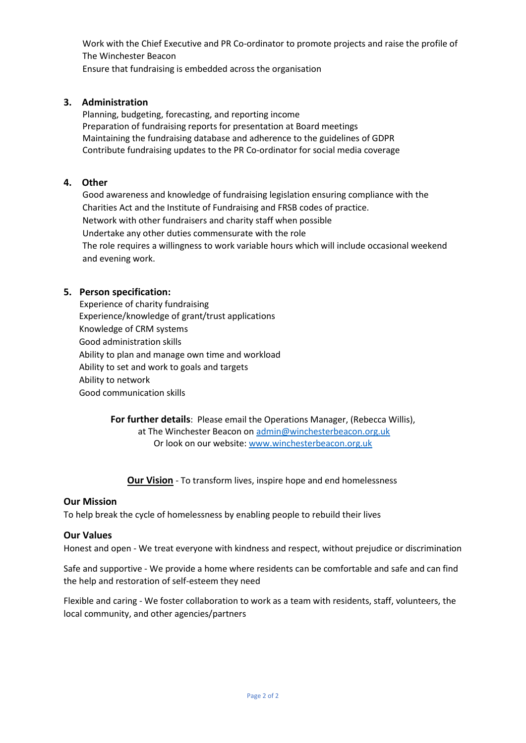Work with the Chief Executive and PR Co-ordinator to promote projects and raise the profile of The Winchester Beacon

Ensure that fundraising is embedded across the organisation

## 3. Administration

Planning, budgeting, forecasting, and reporting income

Preparation of fundraising reports for presentation at Board meetings

Maintaining the fundraising database and adherence to the guidelines of GDPR

Contribute fundraising updates to the PR Co-ordinator for social media coverage

## 4. Other

Good awareness and knowledge of fundraising legislation ensuring compliance with the Charities Act and the Institute of Fundraising and FRSB codes of practice.

Network with other fundraisers and charity staff when possible

Undertake any other duties commensurate with the role

The role requires a willingness to work variable hours which will include occasional weekend and evening work.

## 5. Person specification:

Experience of charity fundraising

Experience/knowledge of grant/trust applications

Knowledge of CRM systems

Good administration skills

Ability to plan and manage own time and workload

Ability to set and work to goals and targets

Ability to network

Good communication skills

**For further details**: Please email the Operations Manager, (Rebecca Willis), at The Winchester Beacon on admin@winchesterbeacon.org.uk
Or look on our website: www.winchesterbeacon.org.uk

**Our Vision** - To transform lives, inspire hope and end homelessness

### Our Mission

To help break the cycle of homelessness by enabling people to rebuild their lives

### Our Values

Honest and open - We treat everyone with kindness and respect, without prejudice or discrimination

Safe and supportive - We provide a home where residents can be comfortable and safe and can find the help and restoration of self-esteem they need

Flexible and caring - We foster collaboration to work as a team with residents, staff, volunteers, the local community, and other agencies/partners